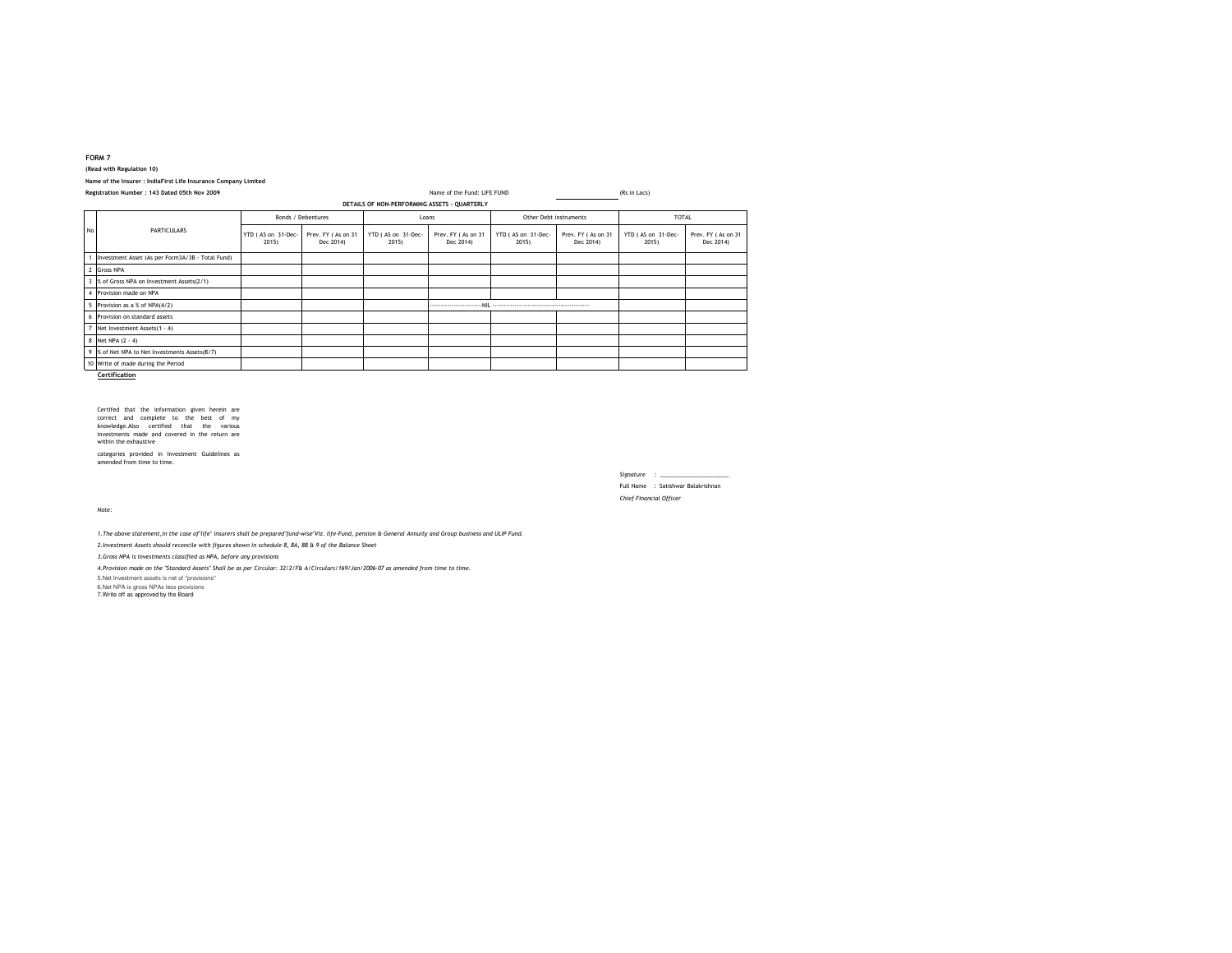**FORM 7**

**(Read with Regulation 10)**

**Name of the Insurer : IndiaFirst Life Insurance Company Limited**

**Registration Number : 143 Dated 05th Nov 2009**

Name of the Fund: LIFE FUND

(Rs in Lacs)

**DETAILS OF NON-PERFORMING ASSETS - QUARTERLY**

| No | PARTICULARS | Bonds / Debentures | | Loans | | Other Debt instruments | | TOTAL | |
|---|---|---|---|---|---|---|---|---|---|
| | | YTD ( AS on 31-Dec-2015) | Prev. FY ( As on 31 Dec 2014) | YTD ( AS on 31-Dec-2015) | Prev. FY ( As on 31 Dec 2014) | YTD ( AS on 31-Dec-2015) | Prev. FY ( As on 31 Dec 2014) | YTD ( AS on 31-Dec-2015) | Prev. FY ( As on 31 Dec 2014) |
| 1 | Investment Asset (As per Form3A/3B - Total Fund) | | | | | | | | |
| 2 | Gross NPA | | | | | | | | |
| 3 | % of Gross NPA on Investment Assets(2/1) | | | | | | | | |
| 4 | Provision made on NPA | | | | | | | | |
| 5 | Provision as a % of NPA(4/2) | | | | -------------------------NIL | --------------------------------------------- | | | |
| 6 | Provision on standard assets | | | | | | | | |
| 7 | Net Investment Assets(1 - 4) | | | | | | | | |
| 8 | Net NPA (2 - 4) | | | | | | | | |
| 9 | % of Net NPA to Net Investments Assets(8/7) | | | | | | | | |
| 10 | Write of made during the Period | | | | | | | | |

**Certification**

Certifed that the information given herein are correct and complete to the best of my knowledge.Also certified that the various investments made and covered in the return are within the exhaustive

categories provided in Investment Guidelines as amended from time to time.

*Signature* : ______________________

Full Name : Satishwar Balakrishnan

*Chief Financial Officer*

*Note:*

*1.The above statement,in the case of"life" insurers shall be prepared"fund-wise"Viz. life-Fund, pension & General Annuity and Group business and ULIP Fund.*

*2.Investment Assets should reconcile with figures shown in schedule 8, 8A, 8B & 9 of the Balance Sheet*

*3.Gross NPA is investments classified as NPA, before any provisions*

*4.Provision made on the "Standard Assets" Shall be as per Circular: 32/2/F& A/Circulars/169/Jan/2006-07 as amended from time to time.*

5.Net Investment assets is net of ''provisions''

6.Net NPA is gross NPAs less provisions

7.Write off as approved by the Board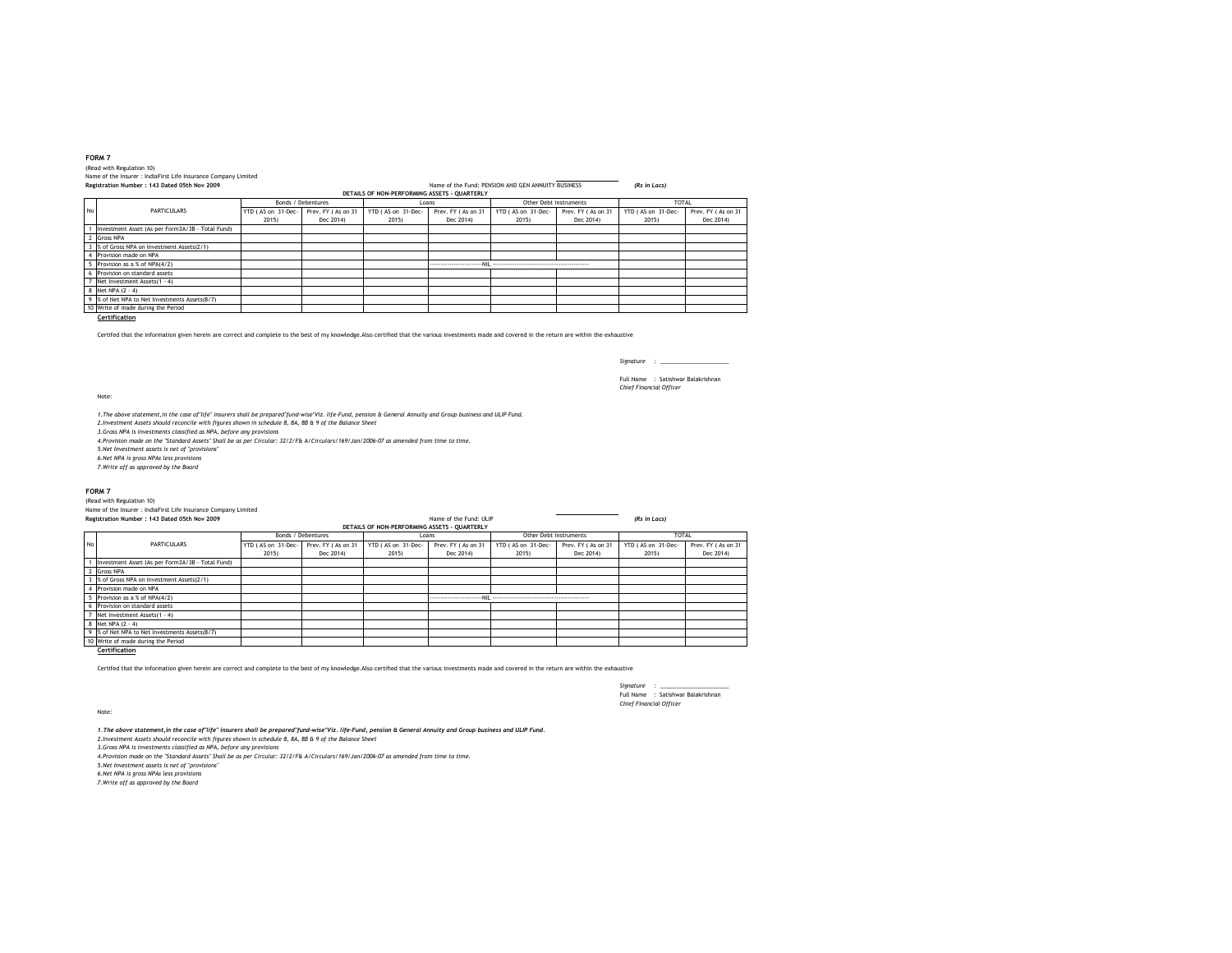**FORM 7**

(Read with Regulation 10)

Name of the Insurer : IndiaFirst Life Insurance Company Limited

**Registration Number : 143 Dated 05th Nov 2009**

Name of the Fund: PENSION AND GEN ANNUITY BUSINESS

*(Rs in Lacs)*

**DETAILS OF NON-PERFORMING ASSETS - QUARTERLY**

| No | PARTICULARS | Bonds / Debentures | | Loans | | Other Debt instruments | | TOTAL | |
|---|---|---|---|---|---|---|---|---|---|
| | | YTD ( AS on 31-Dec-2015) | Prev. FY ( As on 31 Dec 2014) | YTD ( AS on 31-Dec-2015) | Prev. FY ( As on 31 Dec 2014) | YTD ( AS on 31-Dec-2015) | Prev. FY ( As on 31 Dec 2014) | YTD ( AS on 31-Dec-2015) | Prev. FY ( As on 31 Dec 2014) |
| 1 | Investment Asset (As per Form3A/3B - Total Fund) | | | | | | | | |
| 2 | Gross NPA | | | | | | | | |
| 3 | % of Gross NPA on Investment Assets(2/1) | | | | | | | | |
| 4 | Provision made on NPA | | | | | | | | |
| 5 | Provision as a % of NPA(4/2) | | | | -----------------------NIL ----------------------------------------- | | | | |
| 6 | Provision on standard assets | | | | | | | | |
| 7 | Net Investment Assets(1 - 4) | | | | | | | | |
| 8 | Net NPA (2 - 4) | | | | | | | | |
| 9 | % of Net NPA to Net Investments Assets(8/7) | | | | | | | | |
| 10 | Write of made during the Period | | | | | | | | |

**Certification**

Certifed that the information given herein are correct and complete to the best of my knowledge.Also certified that the various investments made and covered in the return are within the exhaustive

*Signature* : ____________________

Full Name : Satishwar Balakrishnan

*Chief Financial Officer*

Note:

*1.The above statement,in the case of"life" insurers shall be prepared"fund-wise"Viz. life-Fund, pension & General Annuity and Group business and ULIP Fund.*

*2.Investment Assets should reconcile with figures shown in schedule 8, 8A, 8B & 9 of the Balance Sheet*

*3.Gross NPA is investments classified as NPA, before any provisions*

*4.Provision made on the "Standard Assets" Shall be as per Circular: 32/2/F& A/Circulars/169/Jan/2006-07 as amended from time to time.*

*5.Net Investment assets is net of "provisions"*

*6.Net NPA is gross NPAs less provisions*

*7.Write off as approved by the Board*

**FORM 7**

(Read with Regulation 10)

Name of the Insurer : IndiaFirst Life Insurance Company Limited

**Registration Number : 143 Dated 05th Nov 2009**

Name of the Fund: ULIP

*(Rs in Lacs)*

**DETAILS OF NON-PERFORMING ASSETS - QUARTERLY**

| No | PARTICULARS | Bonds / Debentures | | Loans | | Other Debt instruments | | TOTAL | |
|---|---|---|---|---|---|---|---|---|---|
| | | YTD ( AS on 31-Dec-2015) | Prev. FY ( As on 31 Dec 2014) | YTD ( AS on 31-Dec-2015) | Prev. FY ( As on 31 Dec 2014) | YTD ( AS on 31-Dec-2015) | Prev. FY ( As on 31 Dec 2014) | YTD ( AS on 31-Dec-2015) | Prev. FY ( As on 31 Dec 2014) |
| 1 | Investment Asset (As per Form3A/3B - Total Fund) | | | | | | | | |
| 2 | Gross NPA | | | | | | | | |
| 3 | % of Gross NPA on Investment Assets(2/1) | | | | | | | | |
| 4 | Provision made on NPA | | | | | | | | |
| 5 | Provision as a % of NPA(4/2) | | | | -----------------------NIL ----------------------------------------- | | | | |
| 6 | Provision on standard assets | | | | | | | | |
| 7 | Net Investment Assets(1 - 4) | | | | | | | | |
| 8 | Net NPA (2 - 4) | | | | | | | | |
| 9 | % of Net NPA to Net Investments Assets(8/7) | | | | | | | | |
| 10 | Write of made during the Period | | | | | | | | |

**Certification**

Certifed that the information given herein are correct and complete to the best of my knowledge.Also certified that the various investments made and covered in the return are within the exhaustive

*Signature* : ____________________

Full Name : Satishwar Balakrishnan

*Chief Financial Officer*

Note:

***1.The above statement,in the case of"life" insurers shall be prepared"fund-wise"Viz. life-Fund, pension & General Annuity and Group business and ULIP Fund.***

*2.Investment Assets should reconcile with figures shown in schedule 8, 8A, 8B & 9 of the Balance Sheet*

*3.Gross NPA is investments classified as NPA, before any provisions*

*4.Provision made on the "Standard Assets" Shall be as per Circular: 32/2/F& A/Circulars/169/Jan/2006-07 as amended from time to time.*

*5.Net Investment assets is net of "provisions"*

*6.Net NPA is gross NPAs less provisions*

*7.Write off as approved by the Board*